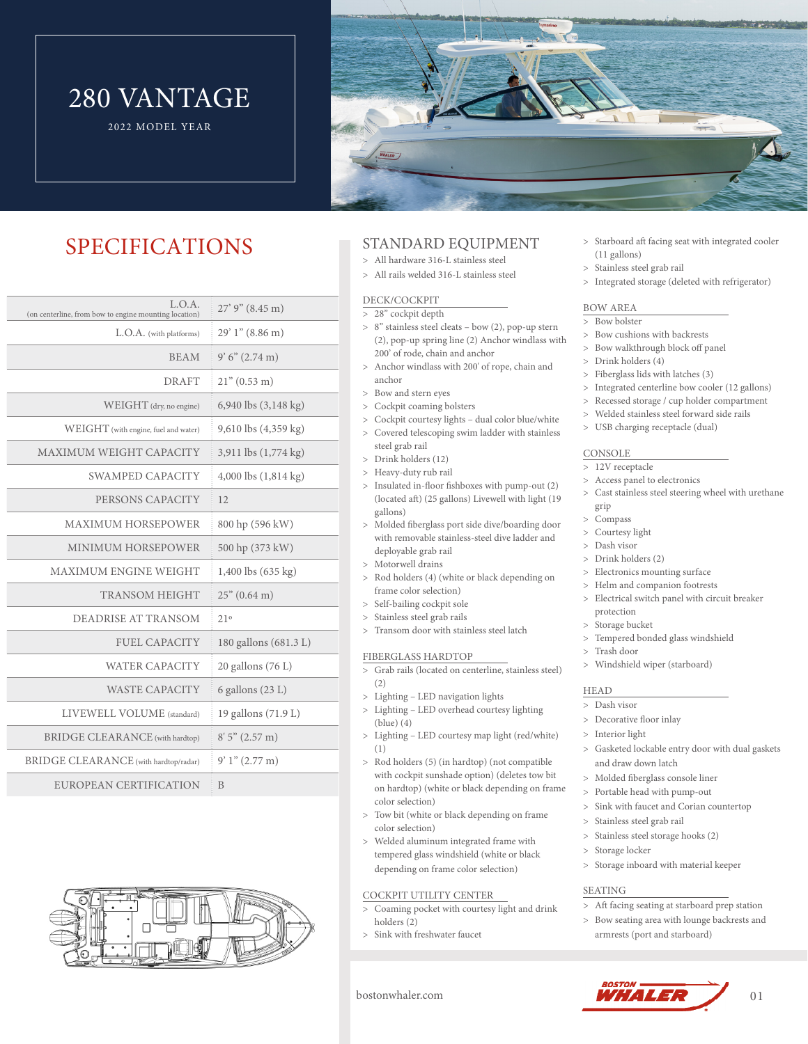# 280 VANTAGE

2022 MODEL YEAR

## SPECIFICATIONS

| | |
|---|---|
| L.O.A. (on centerline, from bow to engine mounting location) | 27' 9" (8.45 m) |
| L.O.A. (with platforms) | 29' 1" (8.86 m) |
| BEAM | 9' 6" (2.74 m) |
| DRAFT | 21" (0.53 m) |
| WEIGHT (dry, no engine) | 6,940 lbs (3,148 kg) |
| WEIGHT (with engine, fuel and water) | 9,610 lbs (4,359 kg) |
| MAXIMUM WEIGHT CAPACITY | 3,911 lbs (1,774 kg) |
| SWAMPED CAPACITY | 4,000 lbs (1,814 kg) |
| PERSONS CAPACITY | 12 |
| MAXIMUM HORSEPOWER | 800 hp (596 kW) |
| MINIMUM HORSEPOWER | 500 hp (373 kW) |
| MAXIMUM ENGINE WEIGHT | 1,400 lbs (635 kg) |
| TRANSOM HEIGHT | 25" (0.64 m) |
| DEADRISE AT TRANSOM | 21° |
| FUEL CAPACITY | 180 gallons (681.3 L) |
| WATER CAPACITY | 20 gallons (76 L) |
| WASTE CAPACITY | 6 gallons (23 L) |
| LIVEWELL VOLUME (standard) | 19 gallons (71.9 L) |
| BRIDGE CLEARANCE (with hardtop) | 8' 5" (2.57 m) |
| BRIDGE CLEARANCE (with hardtop/radar) | 9' 1" (2.77 m) |
| EUROPEAN CERTIFICATION | B |

## STANDARD EQUIPMENT

> All hardware 316-L stainless steel
> All rails welded 316-L stainless steel

### DECK/COCKPIT

> 28" cockpit depth
> 8" stainless steel cleats – bow (2), pop-up stern (2), pop-up spring line (2) Anchor windlass with 200' of rode, chain and anchor
> Anchor windlass with 200' of rope, chain and anchor
> Bow and stern eyes
> Cockpit coaming bolsters
> Cockpit courtesy lights – dual color blue/white
> Covered telescoping swim ladder with stainless steel grab rail
> Drink holders (12)
> Heavy-duty rub rail
> Insulated in-floor fishboxes with pump-out (2) (located aft) (25 gallons) Livewell with light (19 gallons)
> Molded fiberglass port side dive/boarding door with removable stainless-steel dive ladder and deployable grab rail
> Motorwell drains
> Rod holders (4) (white or black depending on frame color selection)
> Self-bailing cockpit sole
> Stainless steel grab rails
> Transom door with stainless steel latch

### FIBERGLASS HARDTOP

> Grab rails (located on centerline, stainless steel) (2)
> Lighting – LED navigation lights
> Lighting – LED overhead courtesy lighting (blue) (4)
> Lighting – LED courtesy map light (red/white) (1)
> Rod holders (5) (in hardtop) (not compatible with cockpit sunshade option) (deletes tow bit on hardtop) (white or black depending on frame color selection)
> Tow bit (white or black depending on frame color selection)
> Welded aluminum integrated frame with tempered glass windshield (white or black depending on frame color selection)

### COCKPIT UTILITY CENTER

> Coaming pocket with courtesy light and drink holders (2)
> Sink with freshwater faucet
> Starboard aft facing seat with integrated cooler (11 gallons)
> Stainless steel grab rail
> Integrated storage (deleted with refrigerator)

### BOW AREA

> Bow bolster
> Bow cushions with backrests
> Bow walkthrough block off panel
> Drink holders (4)
> Fiberglass lids with latches (3)
> Integrated centerline bow cooler (12 gallons)
> Recessed storage / cup holder compartment
> Welded stainless steel forward side rails
> USB charging receptacle (dual)

### CONSOLE

> 12V receptacle
> Access panel to electronics
> Cast stainless steel steering wheel with urethane grip
> Compass
> Courtesy light
> Dash visor
> Drink holders (2)
> Electronics mounting surface
> Helm and companion footrests
> Electrical switch panel with circuit breaker protection
> Storage bucket
> Tempered bonded glass windshield
> Trash door
> Windshield wiper (starboard)

### HEAD

> Dash visor
> Decorative floor inlay
> Interior light
> Gasketed lockable entry door with dual gaskets and draw down latch
> Molded fiberglass console liner
> Portable head with pump-out
> Sink with faucet and Corian countertop
> Stainless steel grab rail
> Stainless steel storage hooks (2)
> Storage locker
> Storage inboard with material keeper

### SEATING

> Aft facing seating at starboard prep station
> Bow seating area with lounge backrests and armrests (port and starboard)

bostonwhaler.com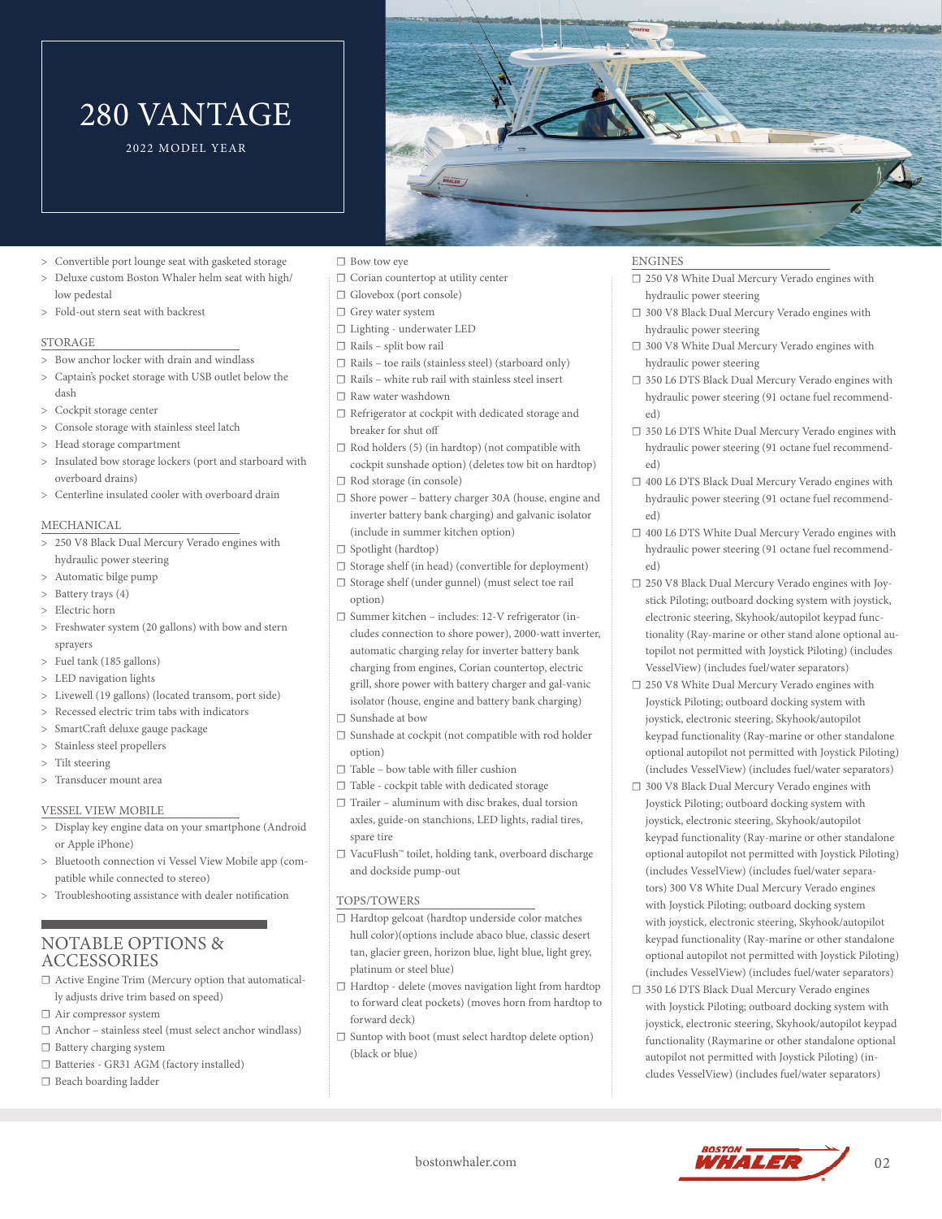# 280 VANTAGE

2022 MODEL YEAR

> Convertible port lounge seat with gasketed storage
> Deluxe custom Boston Whaler helm seat with high/low pedestal
> Fold-out stern seat with backrest

## STORAGE

> Bow anchor locker with drain and windlass
> Captain's pocket storage with USB outlet below the dash
> Cockpit storage center
> Console storage with stainless steel latch
> Head storage compartment
> Insulated bow storage lockers (port and starboard with overboard drains)
> Centerline insulated cooler with overboard drain

## MECHANICAL

> 250 V8 Black Dual Mercury Verado engines with hydraulic power steering
> Automatic bilge pump
> Battery trays (4)
> Electric horn
> Freshwater system (20 gallons) with bow and stern sprayers
> Fuel tank (185 gallons)
> LED navigation lights
> Livewell (19 gallons) (located transom, port side)
> Recessed electric trim tabs with indicators
> SmartCraft deluxe gauge package
> Stainless steel propellers
> Tilt steering
> Transducer mount area

## VESSEL VIEW MOBILE

> Display key engine data on your smartphone (Android or Apple iPhone)
> Bluetooth connection vi Vessel View Mobile app (compatible while connected to stereo)
> Troubleshooting assistance with dealer notification

## NOTABLE OPTIONS & ACCESSORIES

☐ Active Engine Trim (Mercury option that automatically adjusts drive trim based on speed)
☐ Air compressor system
☐ Anchor – stainless steel (must select anchor windlass)
☐ Battery charging system
☐ Batteries - GR31 AGM (factory installed)
☐ Beach boarding ladder
☐ Bow tow eye
☐ Corian countertop at utility center
☐ Glovebox (port console)
☐ Grey water system
☐ Lighting - underwater LED
☐ Rails – split bow rail
☐ Rails – toe rails (stainless steel) (starboard only)
☐ Rails – white rub rail with stainless steel insert
☐ Raw water washdown
☐ Refrigerator at cockpit with dedicated storage and breaker for shut off
☐ Rod holders (5) (in hardtop) (not compatible with cockpit sunshade option) (deletes tow bit on hardtop)
☐ Rod storage (in console)
☐ Shore power – battery charger 30A (house, engine and inverter battery bank charging) and galvanic isolator (include in summer kitchen option)
☐ Spotlight (hardtop)
☐ Storage shelf (in head) (convertible for deployment)
☐ Storage shelf (under gunnel) (must select toe rail option)
☐ Summer kitchen – includes: 12-V refrigerator (includes connection to shore power), 2000-watt inverter, automatic charging relay for inverter battery bank charging from engines, Corian countertop, electric grill, shore power with battery charger and gal-vanic isolator (house, engine and battery bank charging)
☐ Sunshade at bow
☐ Sunshade at cockpit (not compatible with rod holder option)
☐ Table – bow table with filler cushion
☐ Table - cockpit table with dedicated storage
☐ Trailer – aluminum with disc brakes, dual torsion axles, guide-on stanchions, LED lights, radial tires, spare tire
☐ VacuFlush™ toilet, holding tank, overboard discharge and dockside pump-out

## TOPS/TOWERS

☐ Hardtop gelcoat (hardtop underside color matches hull color)(options include abaco blue, classic desert tan, glacier green, horizon blue, light blue, light grey, platinum or steel blue)
☐ Hardtop - delete (moves navigation light from hardtop to forward cleat pockets) (moves horn from hardtop to forward deck)
☐ Suntop with boot (must select hardtop delete option) (black or blue)

## ENGINES

☐ 250 V8 White Dual Mercury Verado engines with hydraulic power steering
☐ 300 V8 Black Dual Mercury Verado engines with hydraulic power steering
☐ 300 V8 White Dual Mercury Verado engines with hydraulic power steering
☐ 350 L6 DTS Black Dual Mercury Verado engines with hydraulic power steering (91 octane fuel recommended)
☐ 350 L6 DTS White Dual Mercury Verado engines with hydraulic power steering (91 octane fuel recommended)
☐ 400 L6 DTS Black Dual Mercury Verado engines with hydraulic power steering (91 octane fuel recommended)
☐ 400 L6 DTS White Dual Mercury Verado engines with hydraulic power steering (91 octane fuel recommended)
☐ 250 V8 Black Dual Mercury Verado engines with Joystick Piloting; outboard docking system with joystick, electronic steering, Skyhook/autopilot keypad functionality (Ray-marine or other stand alone optional autopilot not permitted with Joystick Piloting) (includes VesselView) (includes fuel/water separators)
☐ 250 V8 White Dual Mercury Verado engines with Joystick Piloting; outboard docking system with joystick, electronic steering, Skyhook/autopilot keypad functionality (Ray-marine or other standalone optional autopilot not permitted with Joystick Piloting) (includes VesselView) (includes fuel/water separators)
☐ 300 V8 Black Dual Mercury Verado engines with Joystick Piloting; outboard docking system with joystick, electronic steering, Skyhook/autopilot keypad functionality (Ray-marine or other standalone optional autopilot not permitted with Joystick Piloting) (includes VesselView) (includes fuel/water separators) 300 V8 White Dual Mercury Verado engines with Joystick Piloting; outboard docking system with joystick, electronic steering, Skyhook/autopilot keypad functionality (Ray-marine or other standalone optional autopilot not permitted with Joystick Piloting) (includes VesselView) (includes fuel/water separators)
☐ 350 L6 DTS Black Dual Mercury Verado engines with Joystick Piloting; outboard docking system with joystick, electronic steering, Skyhook/autopilot keypad functionality (Raymarine or other standalone optional autopilot not permitted with Joystick Piloting) (includes VesselView) (includes fuel/water separators)

bostonwhaler.com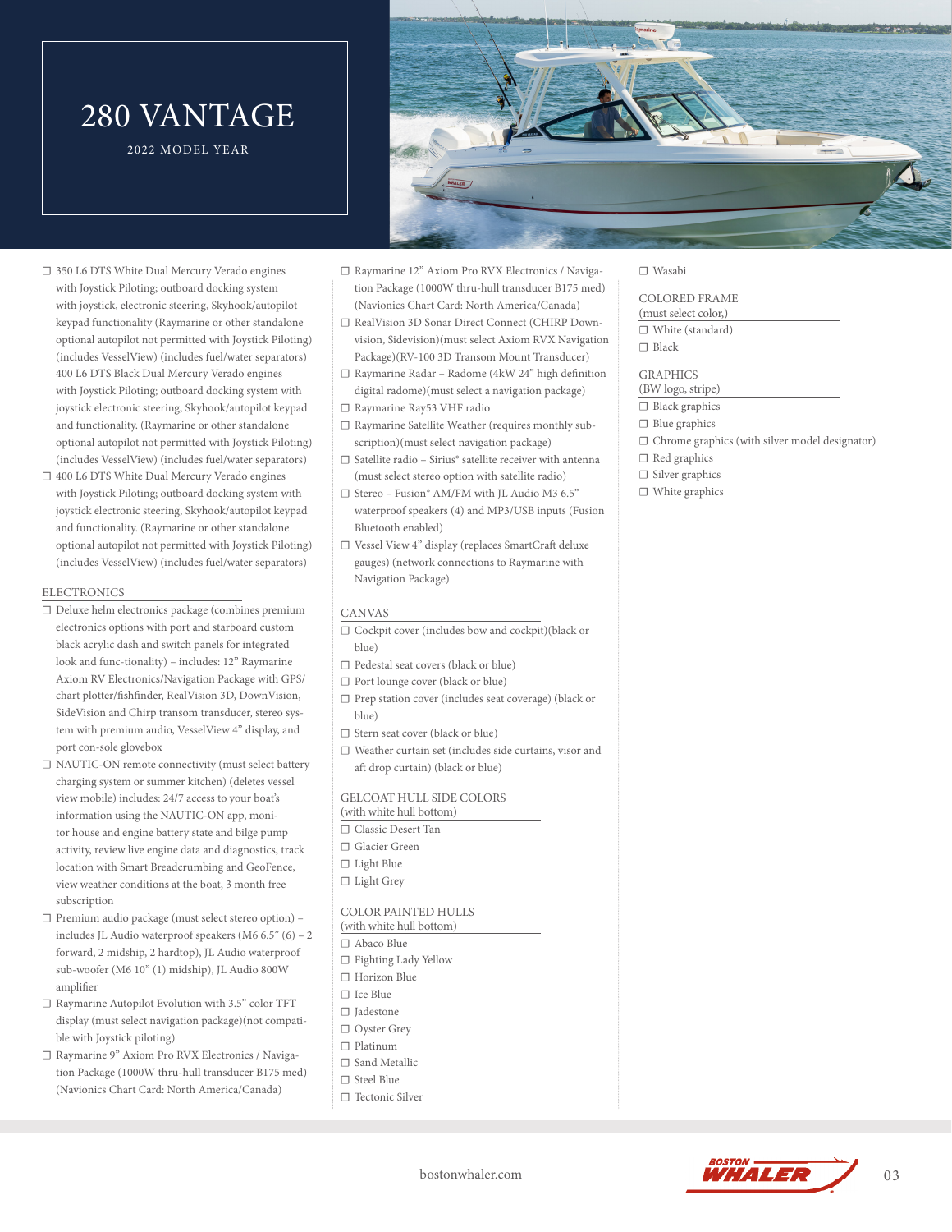# 280 VANTAGE

2022 MODEL YEAR

- ☐ 350 L6 DTS White Dual Mercury Verado engines with Joystick Piloting; outboard docking system with joystick, electronic steering, Skyhook/autopilot keypad functionality (Raymarine or other standalone optional autopilot not permitted with Joystick Piloting) (includes VesselView) (includes fuel/water separators) 400 L6 DTS Black Dual Mercury Verado engines with Joystick Piloting; outboard docking system with joystick electronic steering, Skyhook/autopilot keypad and functionality. (Raymarine or other standalone optional autopilot not permitted with Joystick Piloting) (includes VesselView) (includes fuel/water separators)
- ☐ 400 L6 DTS White Dual Mercury Verado engines with Joystick Piloting; outboard docking system with joystick electronic steering, Skyhook/autopilot keypad and functionality. (Raymarine or other standalone optional autopilot not permitted with Joystick Piloting) (includes VesselView) (includes fuel/water separators)

## ELECTRONICS

- ☐ Deluxe helm electronics package (combines premium electronics options with port and starboard custom black acrylic dash and switch panels for integrated look and func-tionality) – includes: 12" Raymarine Axiom RV Electronics/Navigation Package with GPS/chart plotter/fishfinder, RealVision 3D, DownVision, SideVision and Chirp transom transducer, stereo system with premium audio, VesselView 4" display, and port con-sole glovebox
- ☐ NAUTIC-ON remote connectivity (must select battery charging system or summer kitchen) (deletes vessel view mobile) includes: 24/7 access to your boat's information using the NAUTIC-ON app, monitor house and engine battery state and bilge pump activity, review live engine data and diagnostics, track location with Smart Breadcrumbing and GeoFence, view weather conditions at the boat, 3 month free subscription
- ☐ Premium audio package (must select stereo option) – includes JL Audio waterproof speakers (M6 6.5" (6) – 2 forward, 2 midship, 2 hardtop), JL Audio waterproof sub-woofer (M6 10" (1) midship), JL Audio 800W amplifier
- ☐ Raymarine Autopilot Evolution with 3.5" color TFT display (must select navigation package)(not compatible with Joystick piloting)
- ☐ Raymarine 9" Axiom Pro RVX Electronics / Navigation Package (1000W thru-hull transducer B175 med) (Navionics Chart Card: North America/Canada)
- ☐ Raymarine 12" Axiom Pro RVX Electronics / Navigation Package (1000W thru-hull transducer B175 med) (Navionics Chart Card: North America/Canada)
- ☐ RealVision 3D Sonar Direct Connect (CHIRP Downvision, Sidevision)(must select Axiom RVX Navigation Package)(RV-100 3D Transom Mount Transducer)
- ☐ Raymarine Radar – Radome (4kW 24" high definition digital radome)(must select a navigation package)
- ☐ Raymarine Ray53 VHF radio
- ☐ Raymarine Satellite Weather (requires monthly subscription)(must select navigation package)
- ☐ Satellite radio – Sirius® satellite receiver with antenna (must select stereo option with satellite radio)
- ☐ Stereo – Fusion® AM/FM with JL Audio M3 6.5" waterproof speakers (4) and MP3/USB inputs (Fusion Bluetooth enabled)
- ☐ Vessel View 4" display (replaces SmartCraft deluxe gauges) (network connections to Raymarine with Navigation Package)

## CANVAS

- ☐ Cockpit cover (includes bow and cockpit)(black or blue)
- ☐ Pedestal seat covers (black or blue)
- ☐ Port lounge cover (black or blue)
- ☐ Prep station cover (includes seat coverage) (black or blue)
- ☐ Stern seat cover (black or blue)
- ☐ Weather curtain set (includes side curtains, visor and aft drop curtain) (black or blue)

## GELCOAT HULL SIDE COLORS
(with white hull bottom)

- ☐ Classic Desert Tan
- ☐ Glacier Green
- ☐ Light Blue
- ☐ Light Grey

## COLOR PAINTED HULLS
(with white hull bottom)

- ☐ Abaco Blue
- ☐ Fighting Lady Yellow
- ☐ Horizon Blue
- ☐ Ice Blue
- ☐ Jadestone
- ☐ Oyster Grey
- ☐ Platinum
- ☐ Sand Metallic
- ☐ Steel Blue
- ☐ Tectonic Silver
- ☐ Wasabi

## COLORED FRAME
(must select color,)

- ☐ White (standard)
- ☐ Black

## GRAPHICS
(BW logo, stripe)

- ☐ Black graphics
- ☐ Blue graphics
- ☐ Chrome graphics (with silver model designator)
- ☐ Red graphics
- ☐ Silver graphics
- ☐ White graphics

bostonwhaler.com